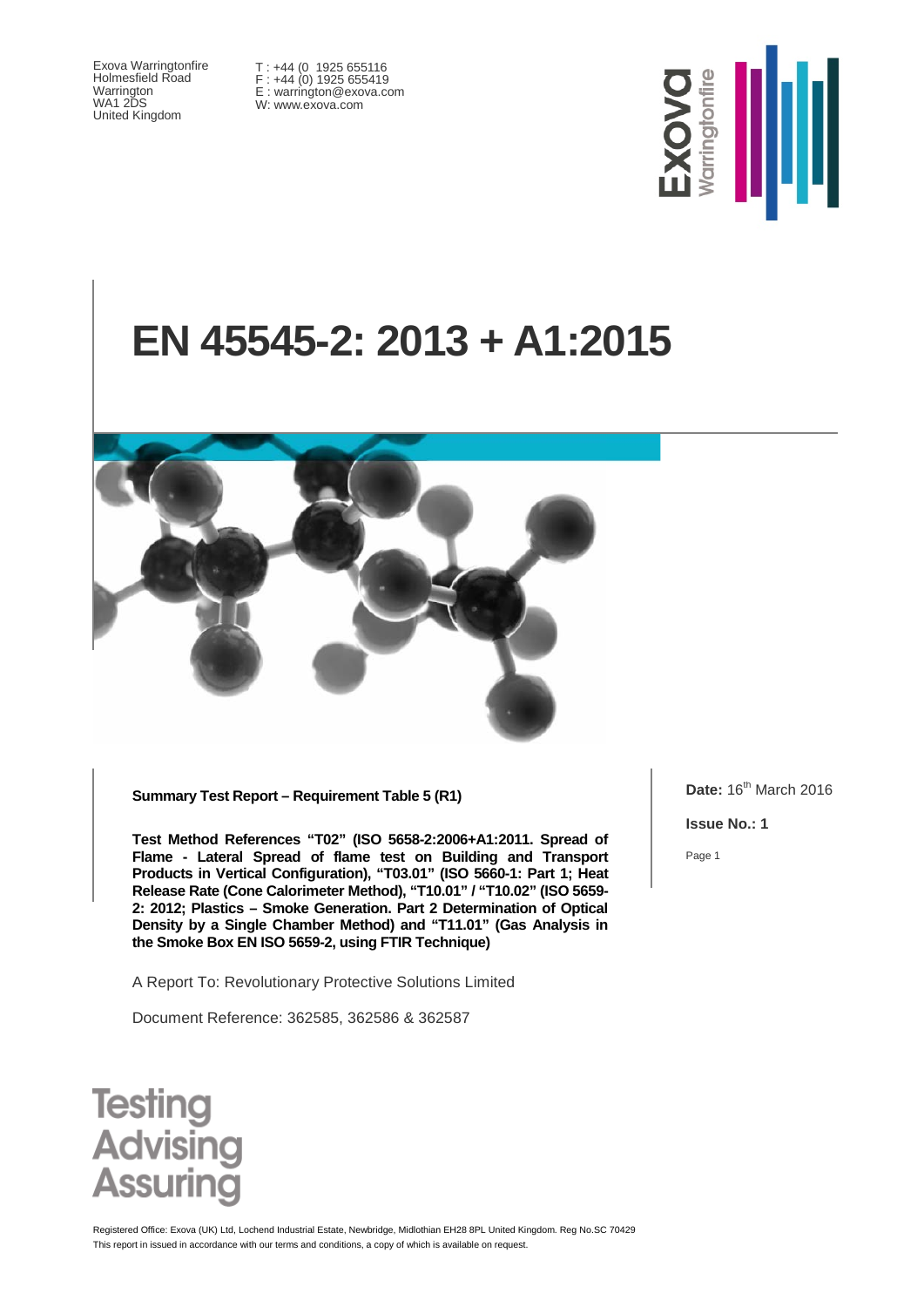Exova Warringtonfire
Holmesfield Road
Warrington
WA1 2DS
United Kingdom

T : +44 (0 1925 655116
F : +44 (0) 1925 655419
E : warrington@exova.com
W: www.exova.com

# EN 45545-2: 2013 + A1:2015

**Summary Test Report – Requirement Table 5 (R1)**

**Test Method References "T02" (ISO 5658-2:2006+A1:2011. Spread of Flame - Lateral Spread of flame test on Building and Transport Products in Vertical Configuration), "T03.01" (ISO 5660-1: Part 1; Heat Release Rate (Cone Calorimeter Method), "T10.01" / "T10.02" (ISO 5659-2: 2012; Plastics – Smoke Generation. Part 2 Determination of Optical Density by a Single Chamber Method) and "T11.01" (Gas Analysis in the Smoke Box EN ISO 5659-2, using FTIR Technique)**

A Report To: Revolutionary Protective Solutions Limited

Document Reference: 362585, 362586 & 362587

**Date:** 16th March 2016

**Issue No.: 1**

Testing
Advising
Assuring

Registered Office: Exova (UK) Ltd, Lochend Industrial Estate, Newbridge, Midlothian EH28 8PL United Kingdom. Reg No.SC 70429
This report in issued in accordance with our terms and conditions, a copy of which is available on request.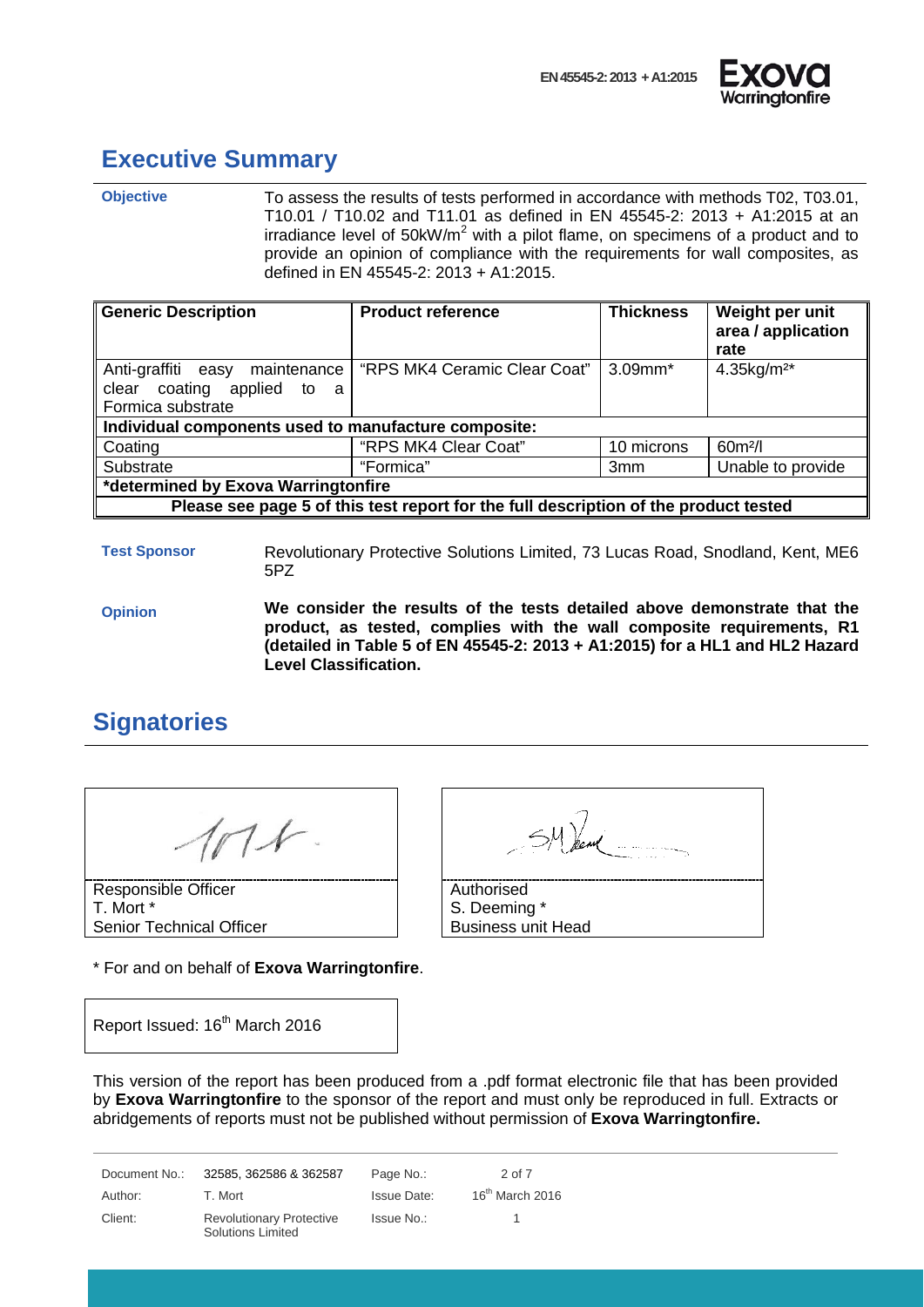## Executive Summary

**Objective**

To assess the results of tests performed in accordance with methods T02, T03.01, T10.01 / T10.02 and T11.01 as defined in EN 45545-2: 2013 + A1:2015 at an irradiance level of $50kW/m^2$ with a pilot flame, on specimens of a product and to provide an opinion of compliance with the requirements for wall composites, as defined in EN 45545-2: 2013 + A1:2015.

| **Generic Description** | **Product reference** | **Thickness** | **Weight per unit area / application rate** |
|---|---|---|---|
| Anti-graffiti easy maintenance clear coating applied to a Formica substrate | "RPS MK4 Ceramic Clear Coat" | 3.09mm* | $4.35kg/m^2$* |
| **Individual components used to manufacture composite:** | | | |
| Coating | "RPS MK4 Clear Coat" | 10 microns | $60m^2/l$ |
| Substrate | "Formica" | 3mm | Unable to provide |
| ***determined by Exova Warringtonfire** | | | |
| **Please see page 5 of this test report for the full description of the product tested** | | | |

**Test Sponsor**

Revolutionary Protective Solutions Limited, 73 Lucas Road, Snodland, Kent, ME6 5PZ

**Opinion**

**We consider the results of the tests detailed above demonstrate that the product, as tested, complies with the wall composite requirements, R1 (detailed in Table 5 of EN 45545-2: 2013 + A1:2015) for a HL1 and HL2 Hazard Level Classification.**

## Signatories

Responsible Officer
T. Mort *
Senior Technical Officer

Authorised
S. Deeming *
Business unit Head

\* For and on behalf of **Exova Warringtonfire**.

Report Issued: 16th March 2016

This version of the report has been produced from a .pdf format electronic file that has been provided by **Exova Warringtonfire** to the sponsor of the report and must only be reproduced in full. Extracts or abridgements of reports must not be published without permission of **Exova Warringtonfire.**

| | | | |
|---|---|---|---|
| Document No.: | 32585, 362586 & 362587 | Page No.: | 2 of 7 |
| Author: | T. Mort | Issue Date: | 16th March 2016 |
| Client: | Revolutionary Protective Solutions Limited | Issue No.: | 1 |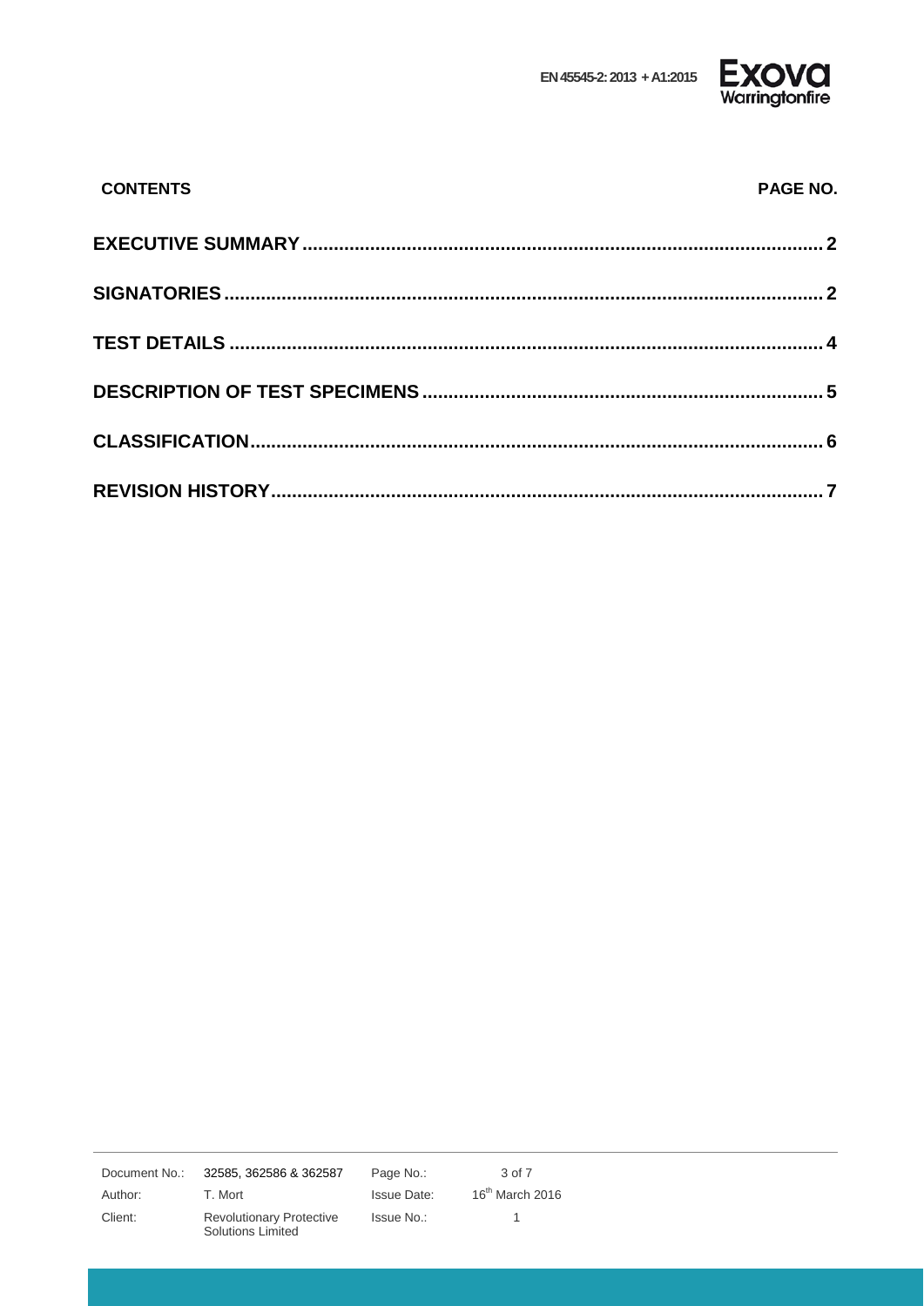| CONTENTS | PAGE NO. |
| --- | --- |
| **EXECUTIVE SUMMARY** | **2** |
| **SIGNATORIES** | **2** |
| **TEST DETAILS** | **4** |
| **DESCRIPTION OF TEST SPECIMENS** | **5** |
| **CLASSIFICATION** | **6** |
| **REVISION HISTORY** | **7** |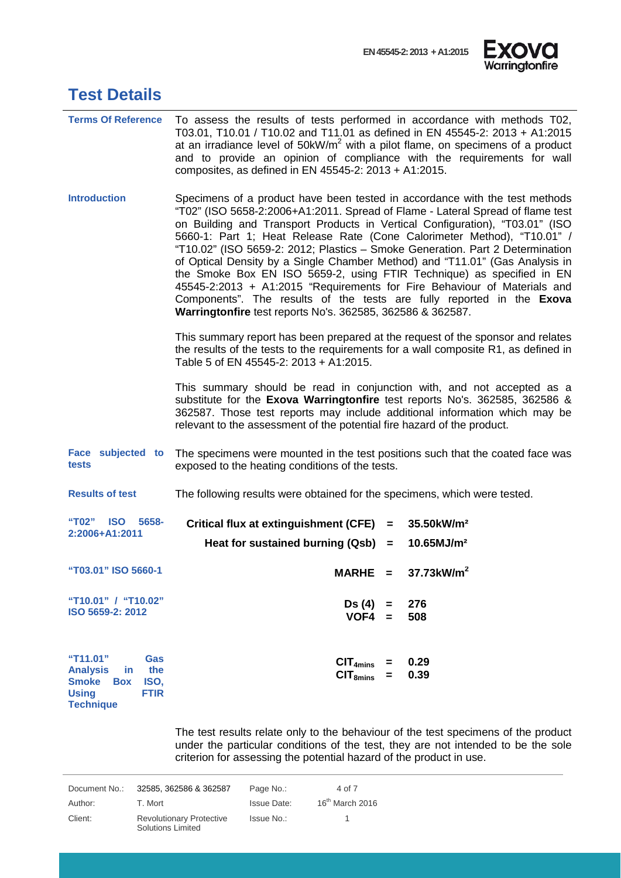# Test Details

**Terms Of Reference**

To assess the results of tests performed in accordance with methods T02, T03.01, T10.01 / T10.02 and T11.01 as defined in EN 45545-2: 2013 + A1:2015 at an irradiance level of 50kW/m$^2$ with a pilot flame, on specimens of a product and to provide an opinion of compliance with the requirements for wall composites, as defined in EN 45545-2: 2013 + A1:2015.

**Introduction**

Specimens of a product have been tested in accordance with the test methods "T02" (ISO 5658-2:2006+A1:2011. Spread of Flame - Lateral Spread of flame test on Building and Transport Products in Vertical Configuration), "T03.01" (ISO 5660-1: Part 1; Heat Release Rate (Cone Calorimeter Method), "T10.01" / "T10.02" (ISO 5659-2: 2012; Plastics – Smoke Generation. Part 2 Determination of Optical Density by a Single Chamber Method) and "T11.01" (Gas Analysis in the Smoke Box EN ISO 5659-2, using FTIR Technique) as specified in EN 45545-2:2013 + A1:2015 "Requirements for Fire Behaviour of Materials and Components". The results of the tests are fully reported in the **Exova Warringtonfire** test reports No's. 362585, 362586 & 362587.

This summary report has been prepared at the request of the sponsor and relates the results of the tests to the requirements for a wall composite R1, as defined in Table 5 of EN 45545-2: 2013 + A1:2015.

This summary should be read in conjunction with, and not accepted as a substitute for the **Exova Warringtonfire** test reports No's. 362585, 362586 & 362587. Those test reports may include additional information which may be relevant to the assessment of the potential fire hazard of the product.

**Face subjected to tests**

The specimens were mounted in the test positions such that the coated face was exposed to the heating conditions of the tests.

**Results of test**

The following results were obtained for the specimens, which were tested.

**"T02" ISO 5658-2:2006+A1:2011**

**Critical flux at extinguishment (CFE) = 35.50kW/m²**

**Heat for sustained burning (Qsb) = 10.65MJ/m²**

**"T03.01" ISO 5660-1**

**MARHE = 37.73kW/m$^2$**

**"T10.01" / "T10.02" ISO 5659-2: 2012**

**Ds (4) = 276**

**VOF4 = 508**

**"T11.01" Gas Analysis in the Smoke Box ISO, Using FTIR Technique**

**$CIT_{4mins}$ = 0.29**

**$CIT_{8mins}$ = 0.39**

The test results relate only to the behaviour of the test specimens of the product under the particular conditions of the test, they are not intended to be the sole criterion for assessing the potential hazard of the product in use.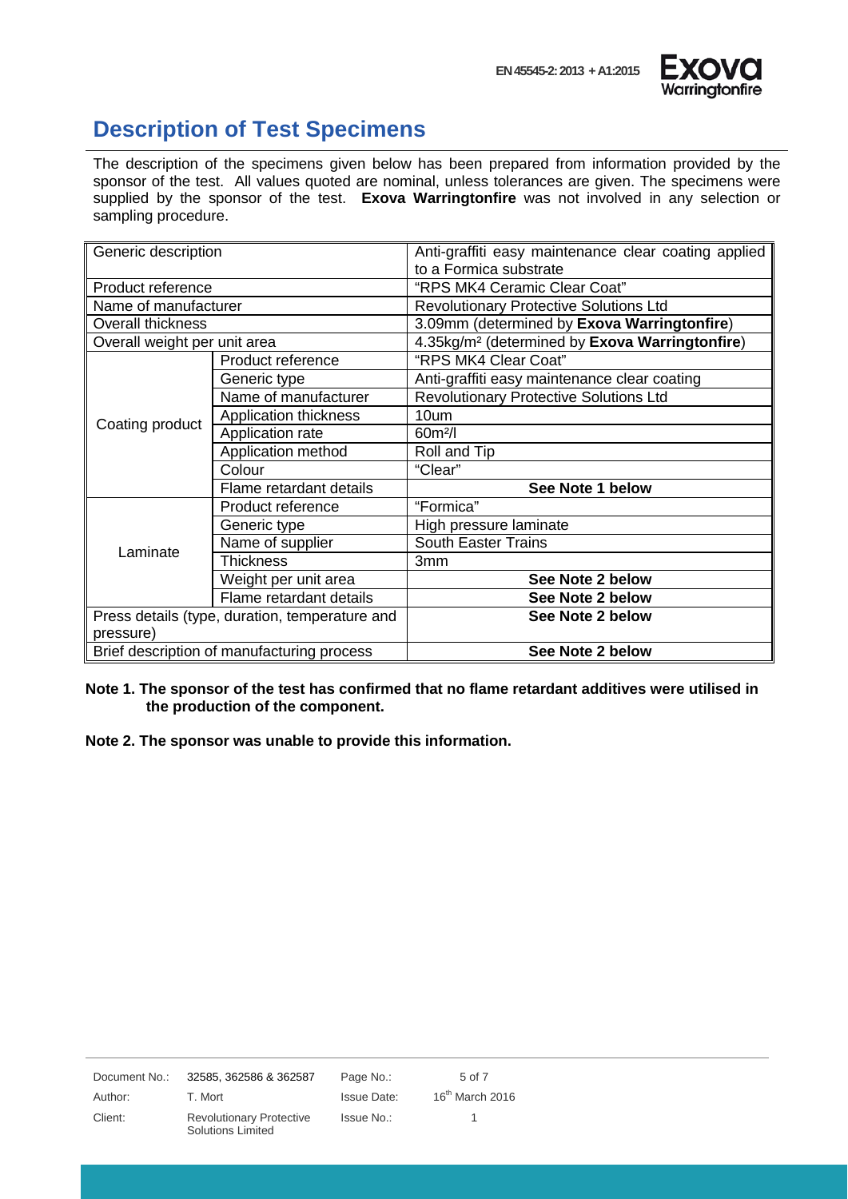## Description of Test Specimens

The description of the specimens given below has been prepared from information provided by the sponsor of the test. All values quoted are nominal, unless tolerances are given. The specimens were supplied by the sponsor of the test. **Exova Warringtonfire** was not involved in any selection or sampling procedure.

| Generic description | | Anti-graffiti easy maintenance clear coating applied to a Formica substrate |
|---|---|---|
| Product reference | | "RPS MK4 Ceramic Clear Coat" |
| Name of manufacturer | | Revolutionary Protective Solutions Ltd |
| Overall thickness | | 3.09mm (determined by **Exova Warringtonfire**) |
| Overall weight per unit area | | 4.35kg/m² (determined by **Exova Warringtonfire**) |
| Coating product | Product reference | "RPS MK4 Clear Coat" |
| | Generic type | Anti-graffiti easy maintenance clear coating |
| | Name of manufacturer | Revolutionary Protective Solutions Ltd |
| | Application thickness | 10um |
| | Application rate | 60m²/l |
| | Application method | Roll and Tip |
| | Colour | "Clear" |
| | Flame retardant details | **See Note 1 below** |
| Laminate | Product reference | "Formica" |
| | Generic type | High pressure laminate |
| | Name of supplier | South Easter Trains |
| | Thickness | 3mm |
| | Weight per unit area | **See Note 2 below** |
| | Flame retardant details | **See Note 2 below** |
| Press details (type, duration, temperature and pressure) | | **See Note 2 below** |
| Brief description of manufacturing process | | **See Note 2 below** |

**Note 1. The sponsor of the test has confirmed that no flame retardant additives were utilised in the production of the component.**

**Note 2. The sponsor was unable to provide this information.**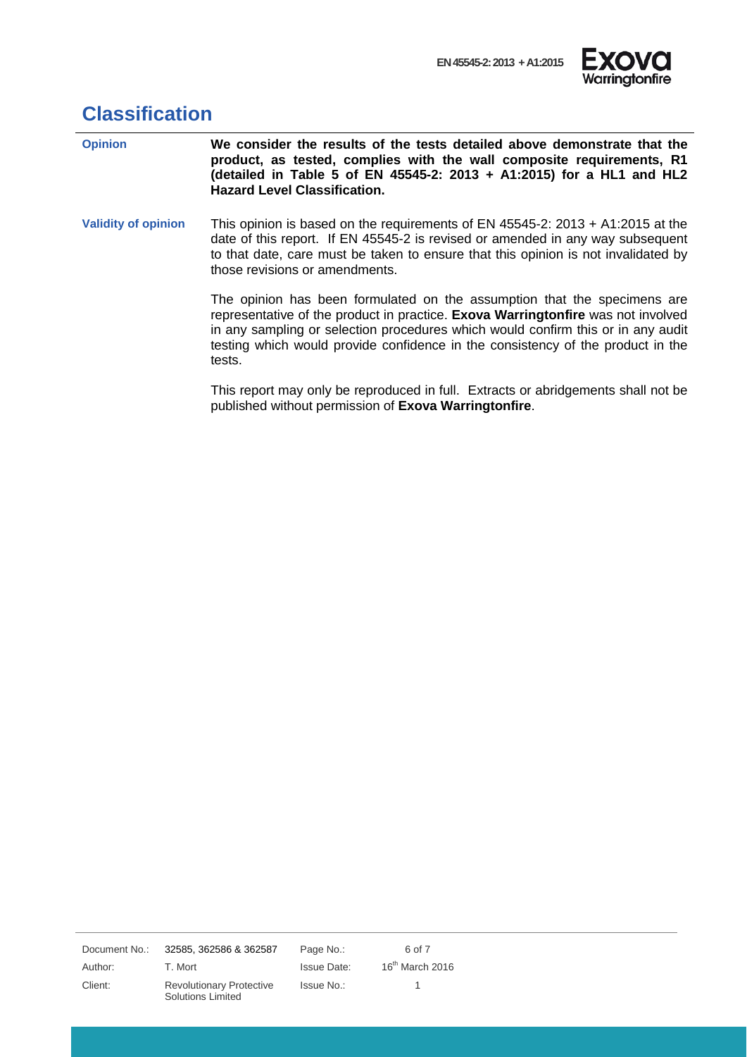# Classification

**Opinion**

**We consider the results of the tests detailed above demonstrate that the product, as tested, complies with the wall composite requirements, R1 (detailed in Table 5 of EN 45545-2: 2013 + A1:2015) for a HL1 and HL2 Hazard Level Classification.**

**Validity of opinion**

This opinion is based on the requirements of EN 45545-2: 2013 + A1:2015 at the date of this report. If EN 45545-2 is revised or amended in any way subsequent to that date, care must be taken to ensure that this opinion is not invalidated by those revisions or amendments.

The opinion has been formulated on the assumption that the specimens are representative of the product in practice. **Exova Warringtonfire** was not involved in any sampling or selection procedures which would confirm this or in any audit testing which would provide confidence in the consistency of the product in the tests.

This report may only be reproduced in full. Extracts or abridgements shall not be published without permission of **Exova Warringtonfire**.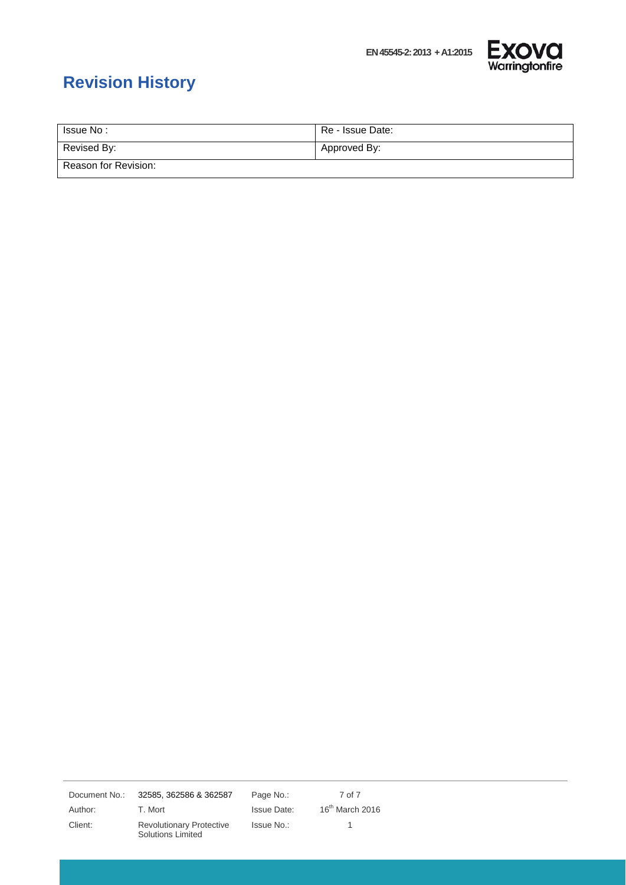# Revision History

| | |
|---|---|
| Issue No : | Re - Issue Date: |
| Revised By: | Approved By: |
| Reason for Revision: | |